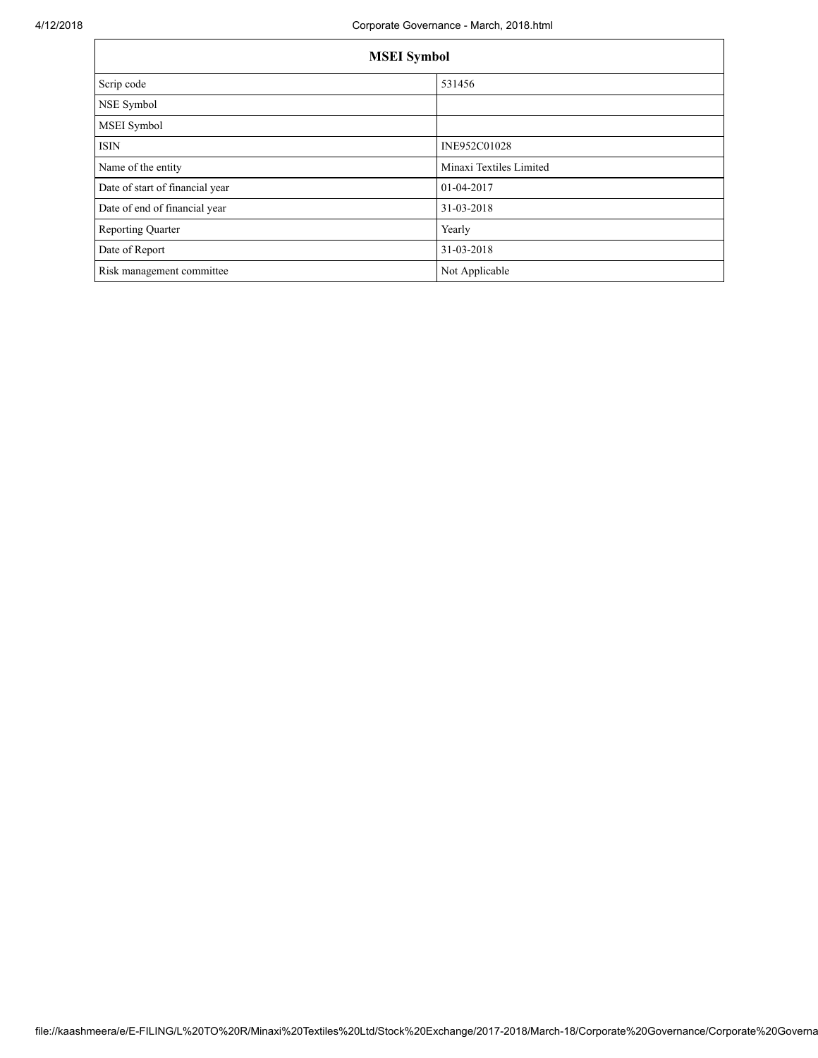| MSEI Symbol | |
|---|---|
| Scrip code | 531456 |
| NSE Symbol | |
| MSEI Symbol | |
| ISIN | INE952C01028 |
| Name of the entity | Minaxi Textiles Limited |
| Date of start of financial year | 01-04-2017 |
| Date of end of financial year | 31-03-2018 |
| Reporting Quarter | Yearly |
| Date of Report | 31-03-2018 |
| Risk management committee | Not Applicable |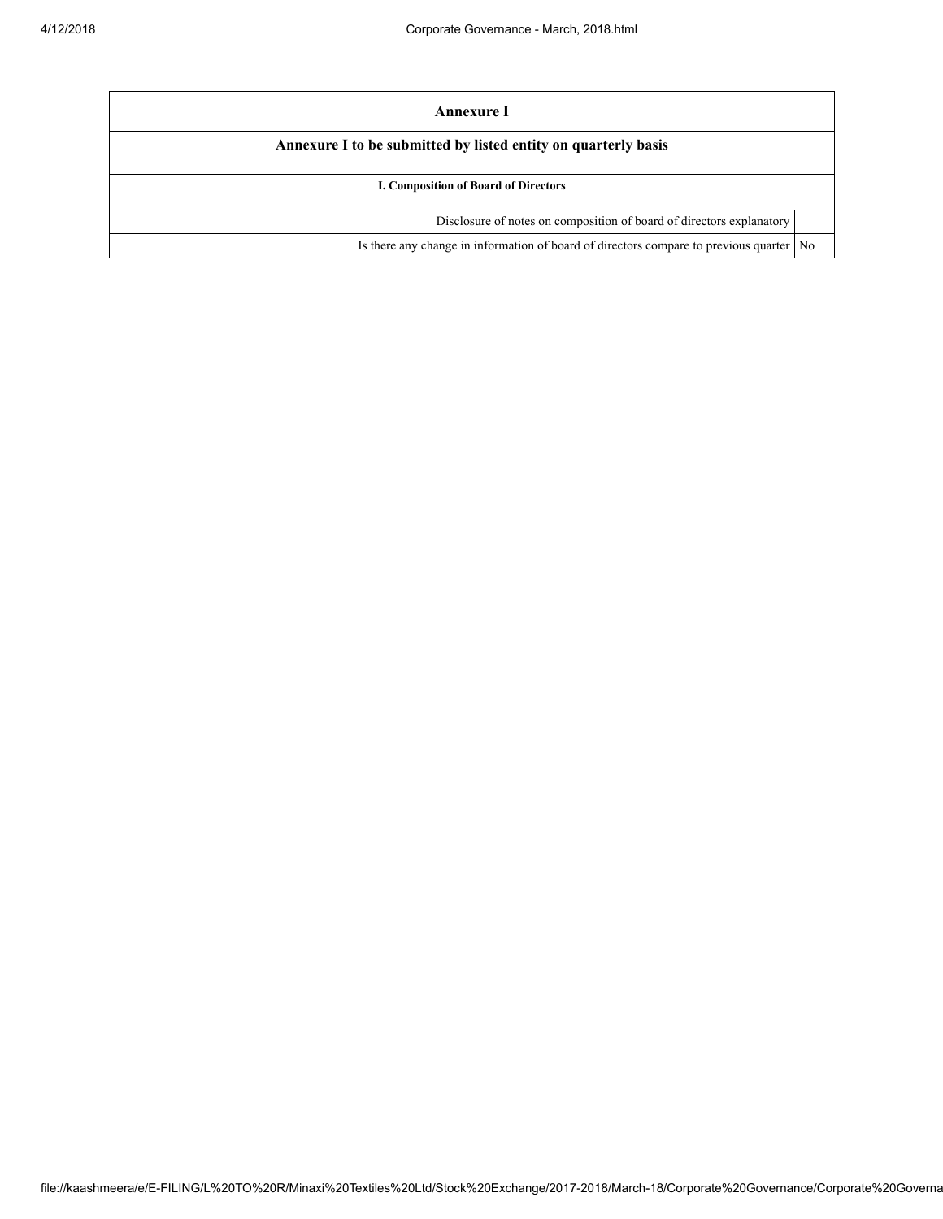| Annexure I | |
|---|---|
| **Annexure I to be submitted by listed entity on quarterly basis** | |
| **I. Composition of Board of Directors** | |
| Disclosure of notes on composition of board of directors explanatory | |
| Is there any change in information of board of directors compare to previous quarter | No |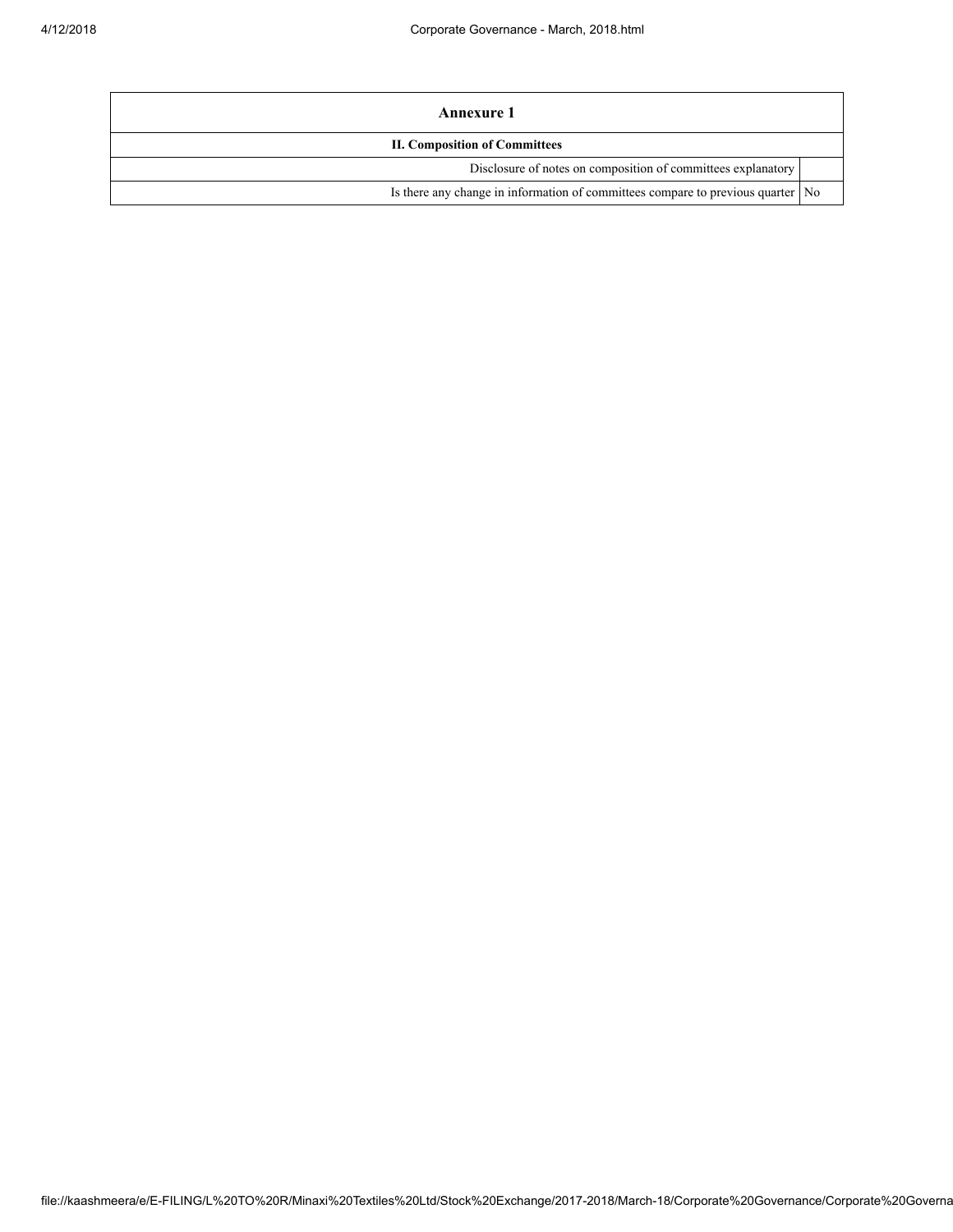| Annexure 1 | |
|---|---|
| II. Composition of Committees | |
| Disclosure of notes on composition of committees explanatory | |
| Is there any change in information of committees compare to previous quarter | No |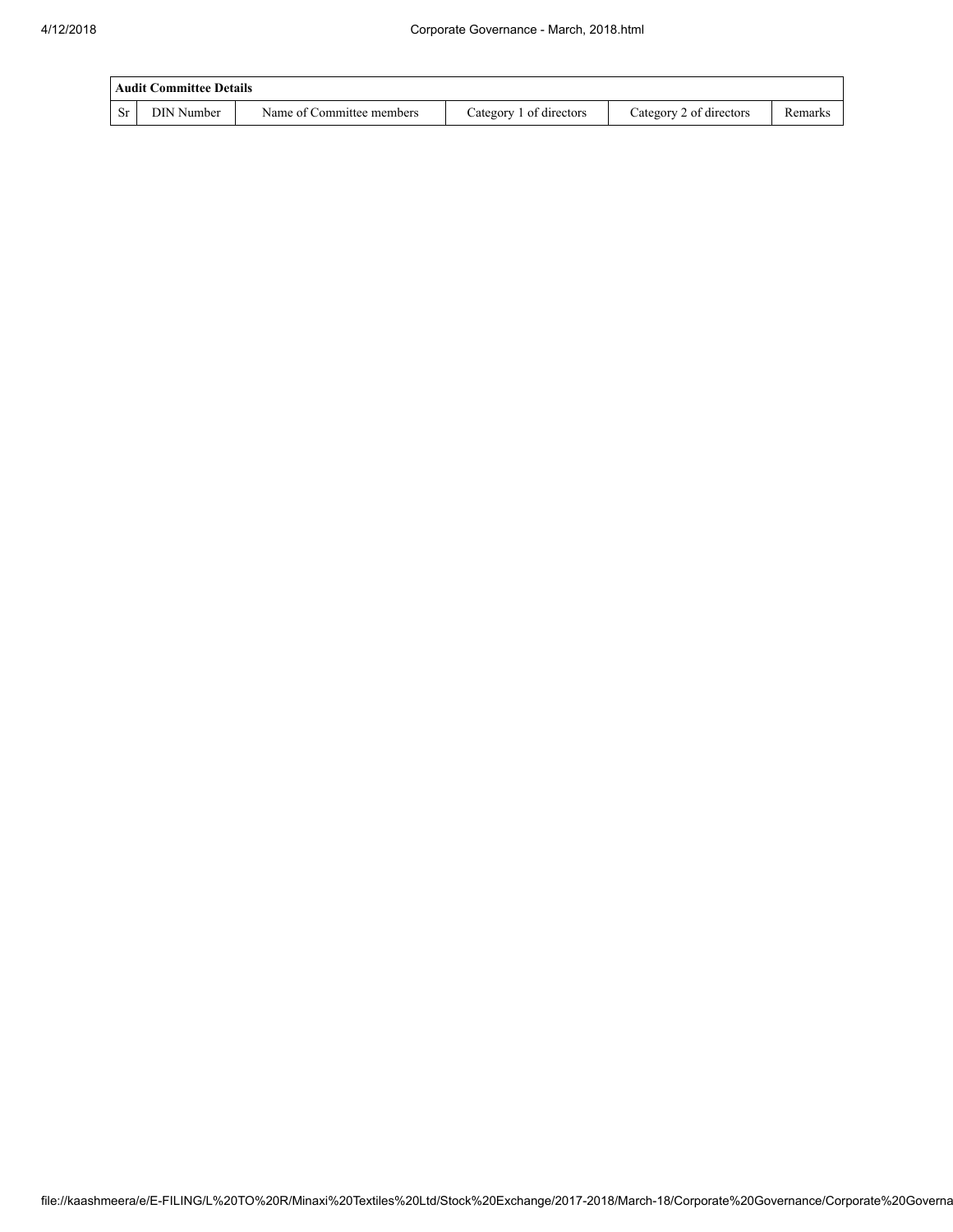| Audit Committee Details | | | | | |
|---|---|---|---|---|---|
| Sr | DIN Number | Name of Committee members | Category 1 of directors | Category 2 of directors | Remarks |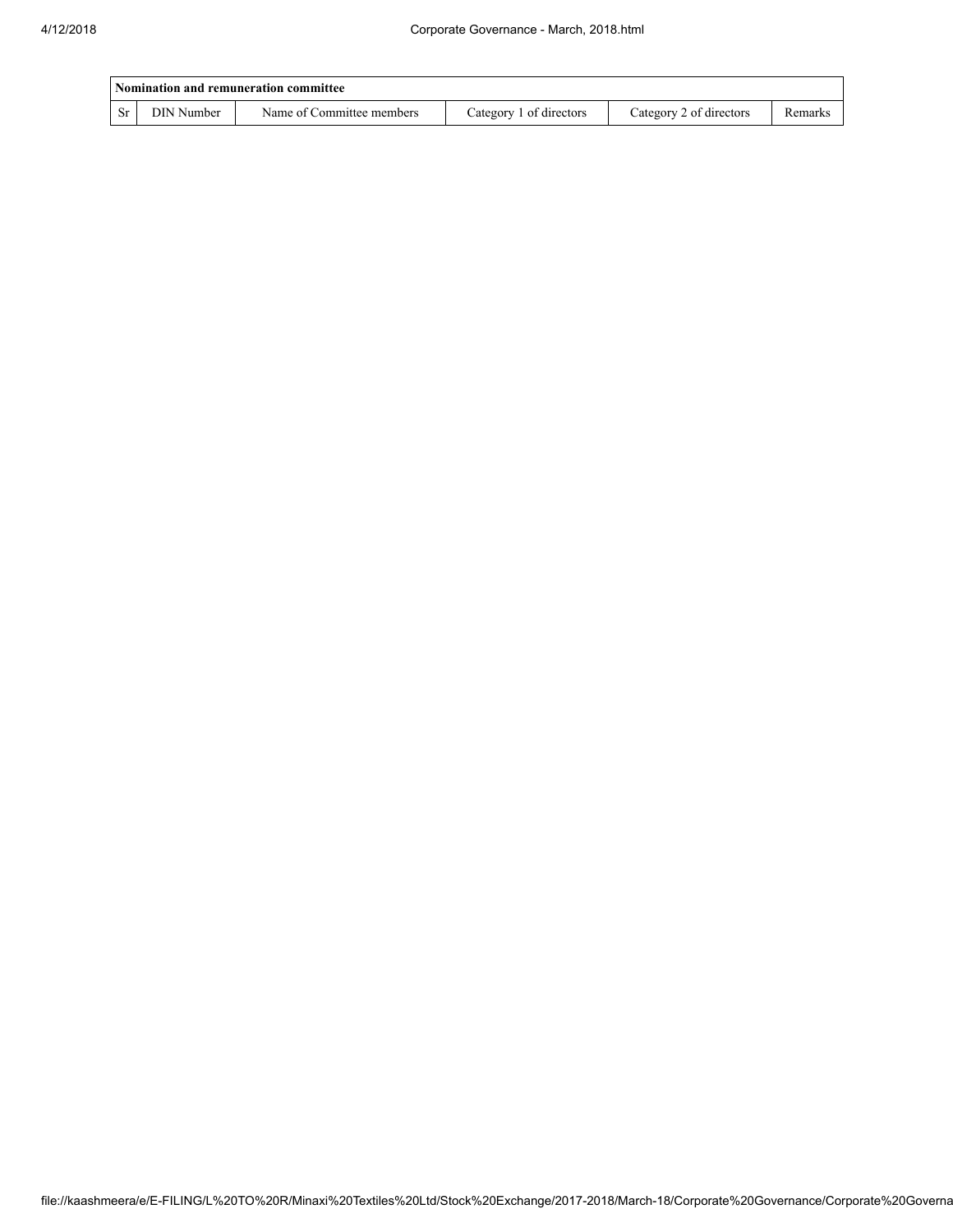| Nomination and remuneration committee | | | | | |
|---|---|---|---|---|---|
| Sr | DIN Number | Name of Committee members | Category 1 of directors | Category 2 of directors | Remarks |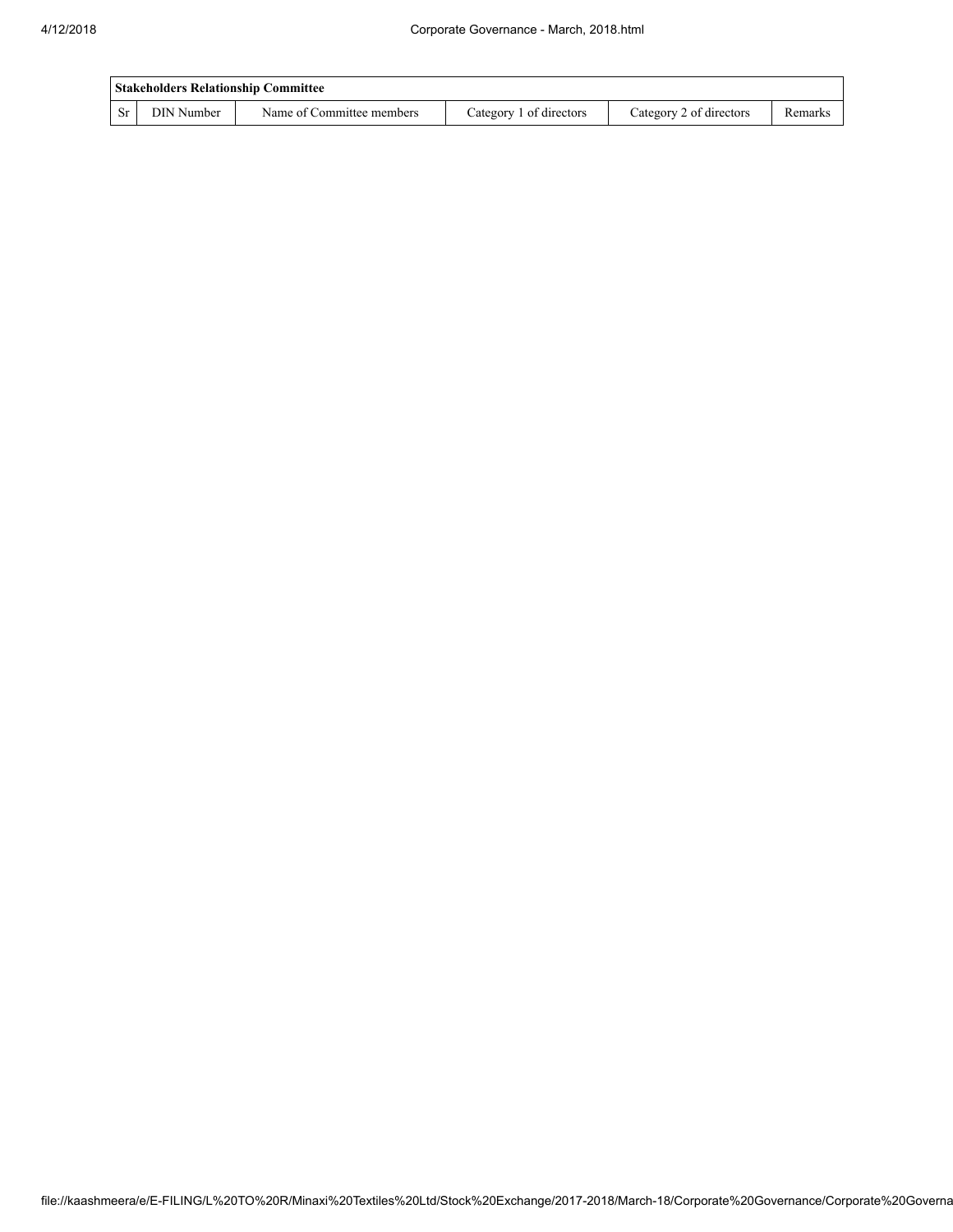| Stakeholders Relationship Committee | | | | | |
|---|---|---|---|---|---|
| Sr | DIN Number | Name of Committee members | Category 1 of directors | Category 2 of directors | Remarks |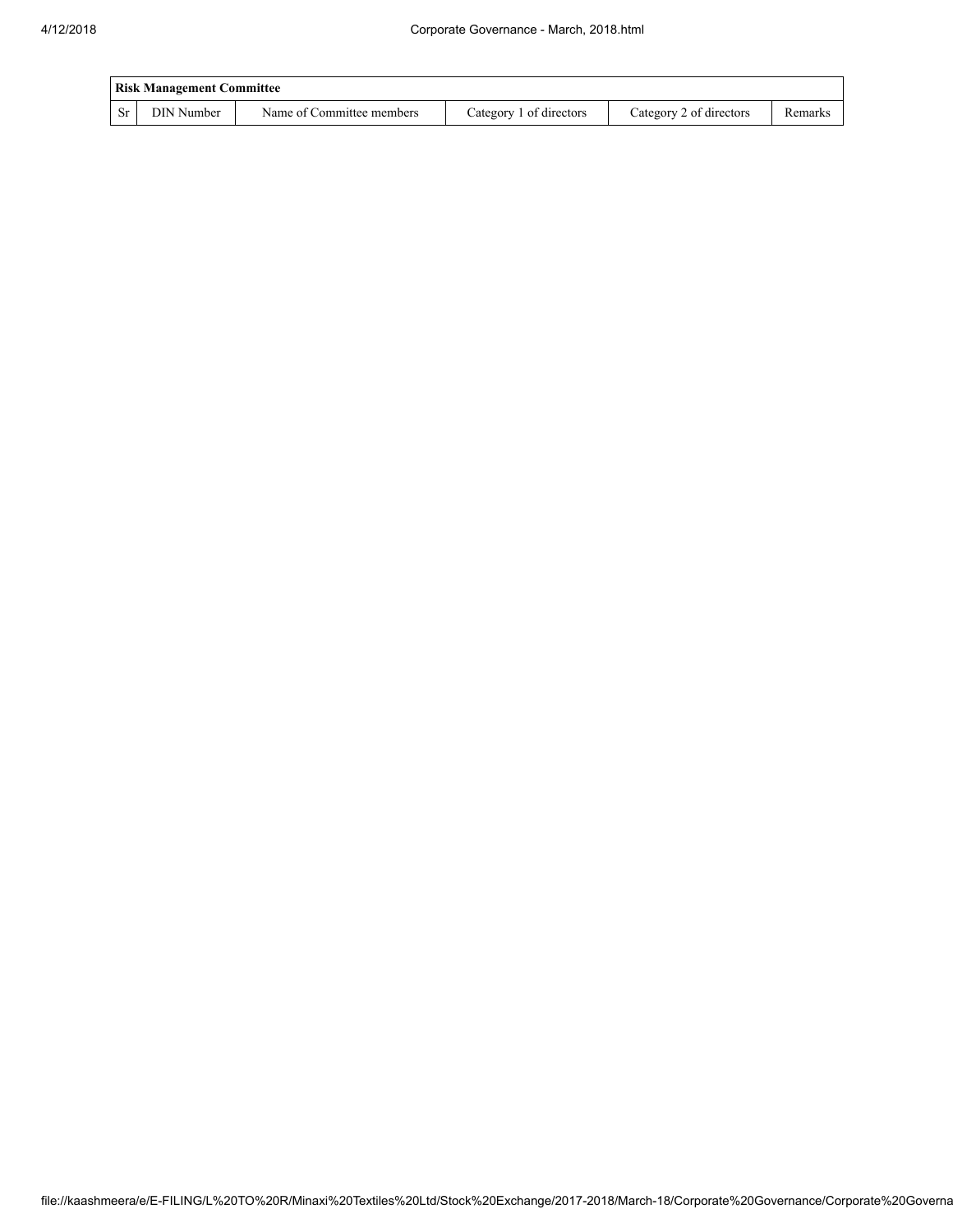| Risk Management Committee | | | | | |
|---|---|---|---|---|---|
| Sr | DIN Number | Name of Committee members | Category 1 of directors | Category 2 of directors | Remarks |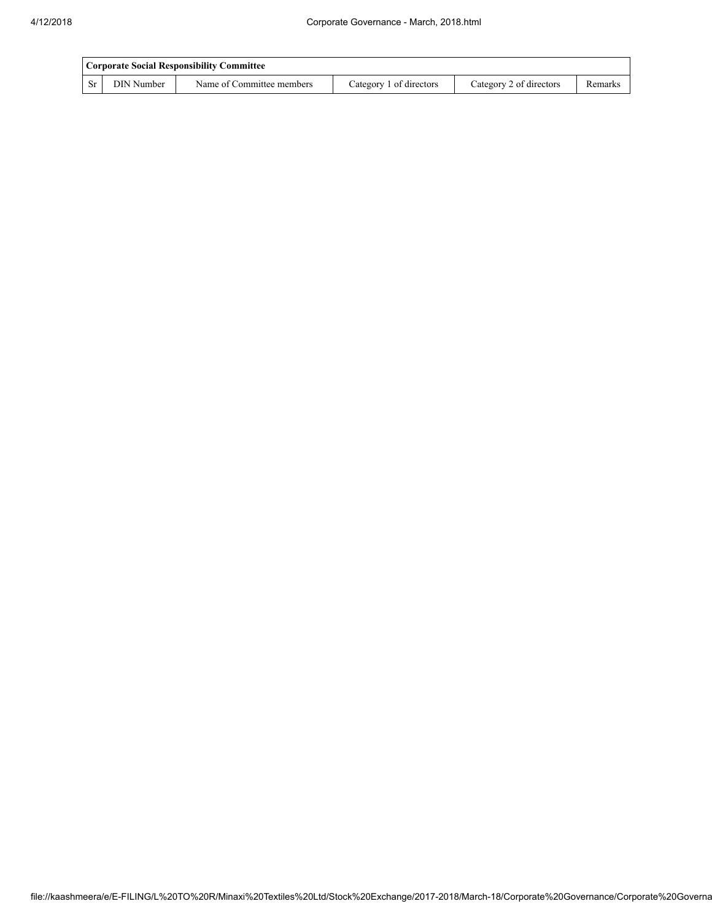| Corporate Social Responsibility Committee | | | | | |
|---|---|---|---|---|---|
| Sr | DIN Number | Name of Committee members | Category 1 of directors | Category 2 of directors | Remarks |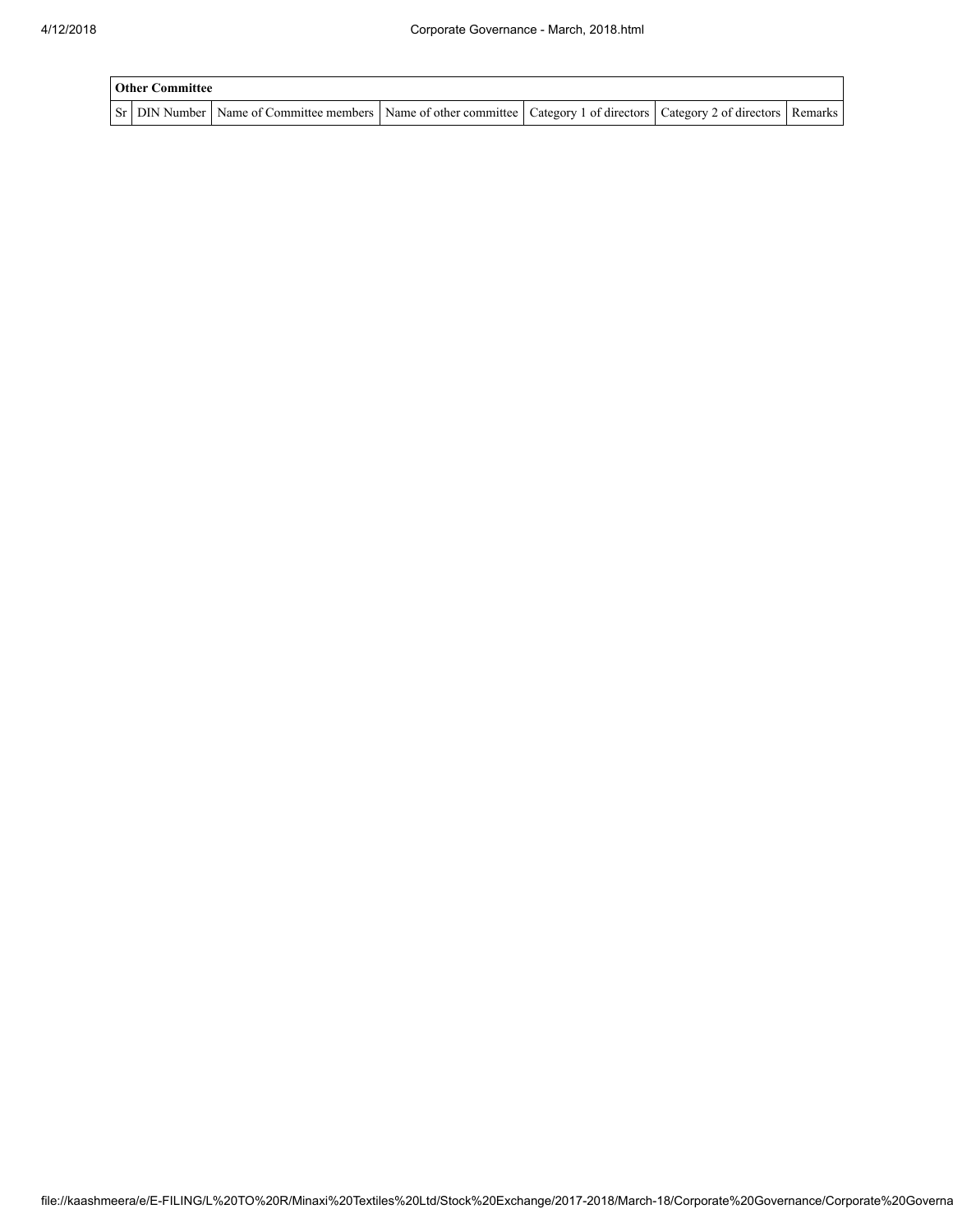| Other Committee | | | | | | |
|---|---|---|---|---|---|---|
| Sr | DIN Number | Name of Committee members | Name of other committee | Category 1 of directors | Category 2 of directors | Remarks |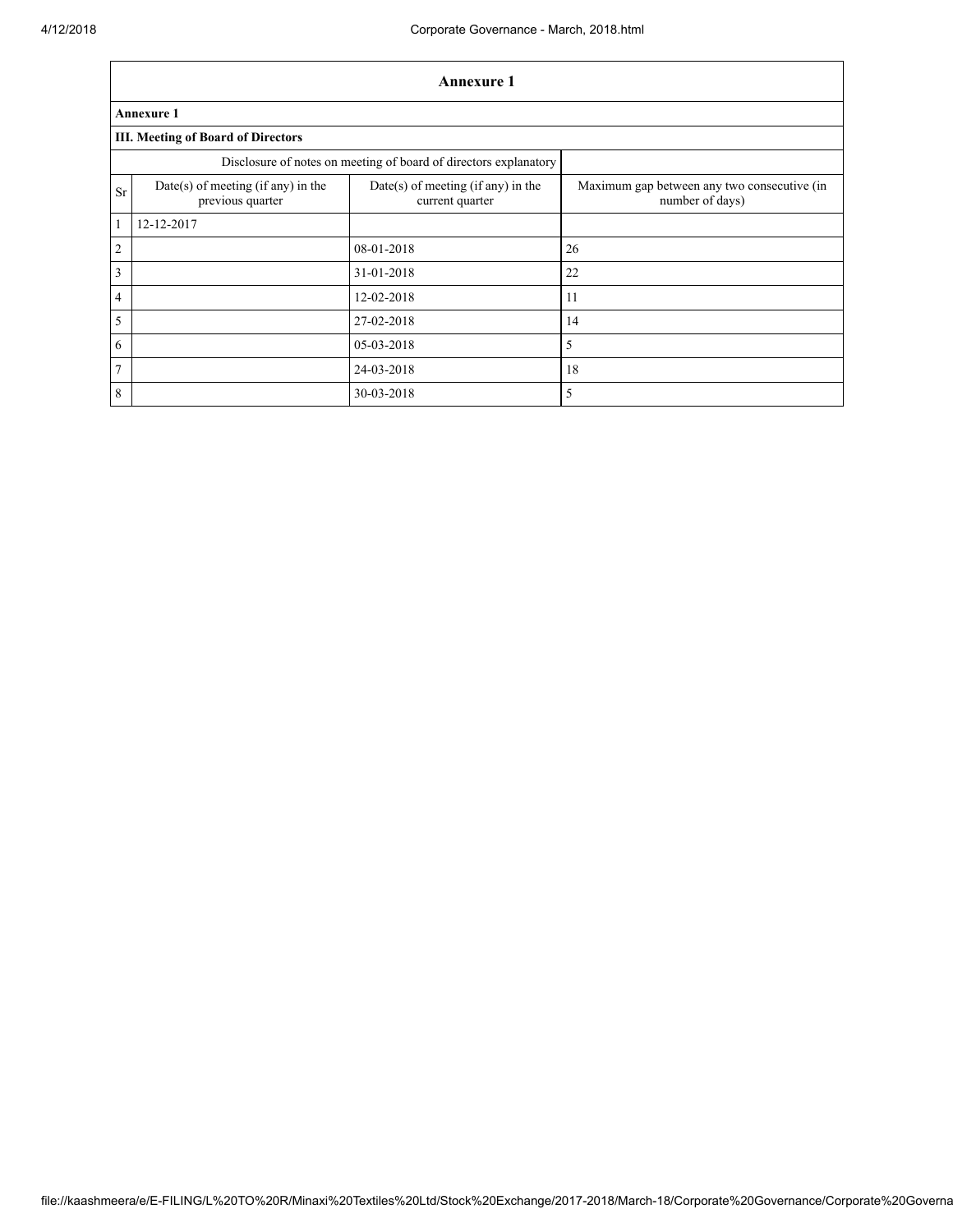## Annexure 1

**Annexure 1**

**III. Meeting of Board of Directors**

| Disclosure of notes on meeting of board of directors explanatory | | | |
|---|---|---|---|
| Sr | Date(s) of meeting (if any) in the previous quarter | Date(s) of meeting (if any) in the current quarter | Maximum gap between any two consecutive (in number of days) |
| 1 | 12-12-2017 | | |
| 2 | | 08-01-2018 | 26 |
| 3 | | 31-01-2018 | 22 |
| 4 | | 12-02-2018 | 11 |
| 5 | | 27-02-2018 | 14 |
| 6 | | 05-03-2018 | 5 |
| 7 | | 24-03-2018 | 18 |
| 8 | | 30-03-2018 | 5 |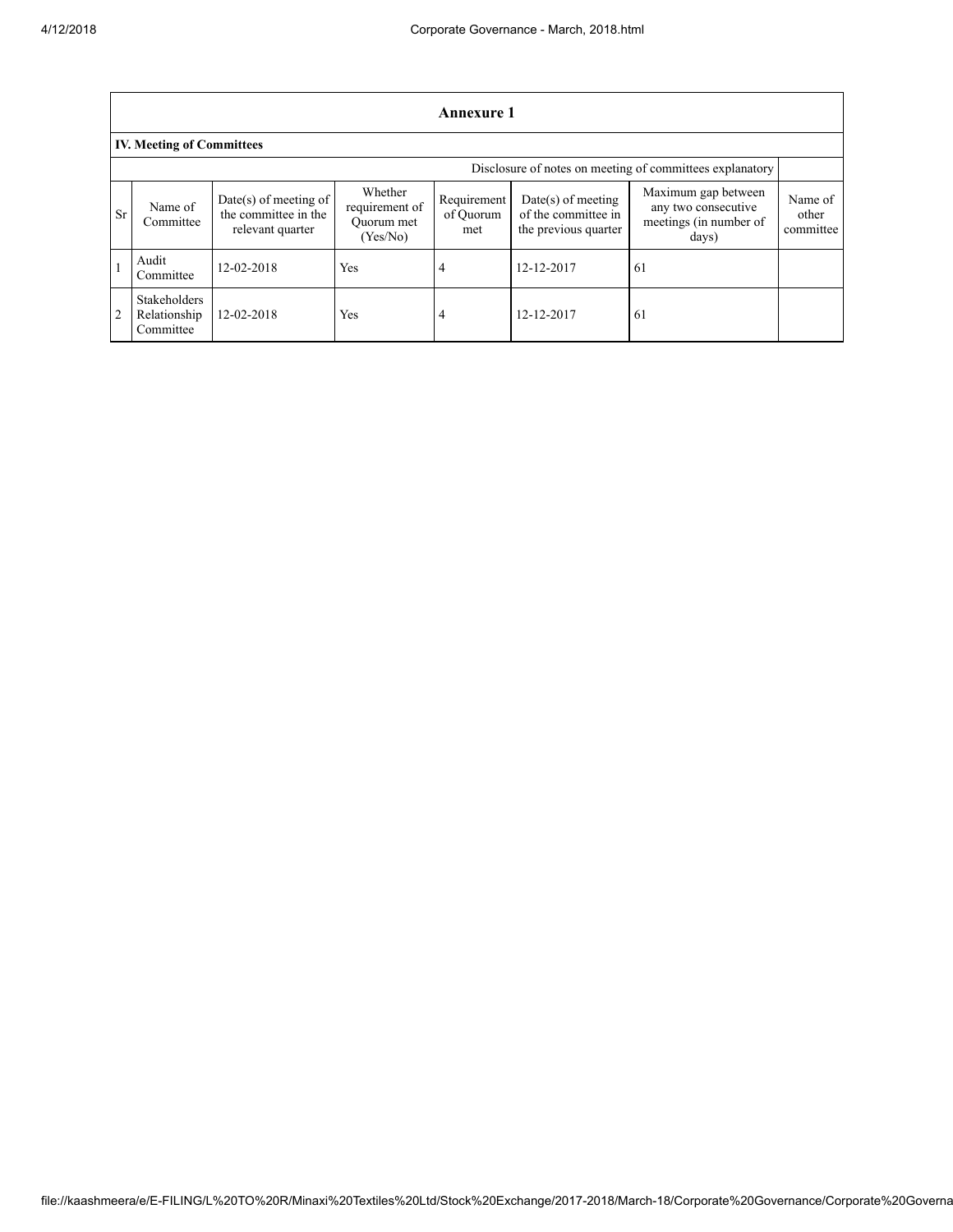| Annexure 1 | | | | | | | |
|---|---|---|---|---|---|---|---|
| **IV. Meeting of Committees** | | | | | | | |
| Disclosure of notes on meeting of committees explanatory | | | | | | | |
| Sr | Name of Committee | Date(s) of meeting of the committee in the relevant quarter | Whether requirement of Quorum met (Yes/No) | Requirement of Quorum met | Date(s) of meeting of the committee in the previous quarter | Maximum gap between any two consecutive meetings (in number of days) | Name of other committee |
| 1 | Audit Committee | 12-02-2018 | Yes | 4 | 12-12-2017 | 61 | |
| 2 | Stakeholders Relationship Committee | 12-02-2018 | Yes | 4 | 12-12-2017 | 61 | |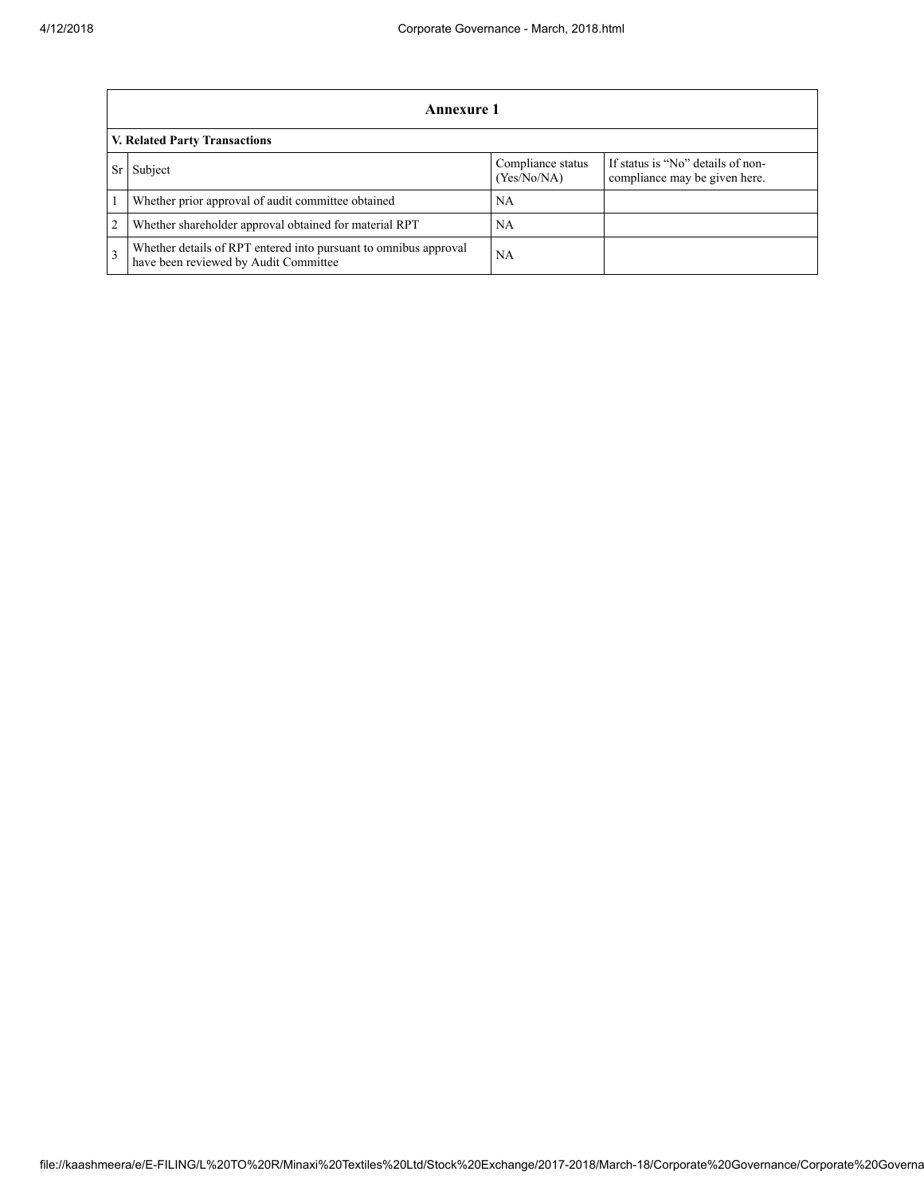## Annexure 1

### V. Related Party Transactions

| Sr | Subject | Compliance status (Yes/No/NA) | If status is "No" details of non-compliance may be given here. |
|---|---|---|---|
| 1 | Whether prior approval of audit committee obtained | NA | |
| 2 | Whether shareholder approval obtained for material RPT | NA | |
| 3 | Whether details of RPT entered into pursuant to omnibus approval have been reviewed by Audit Committee | NA | |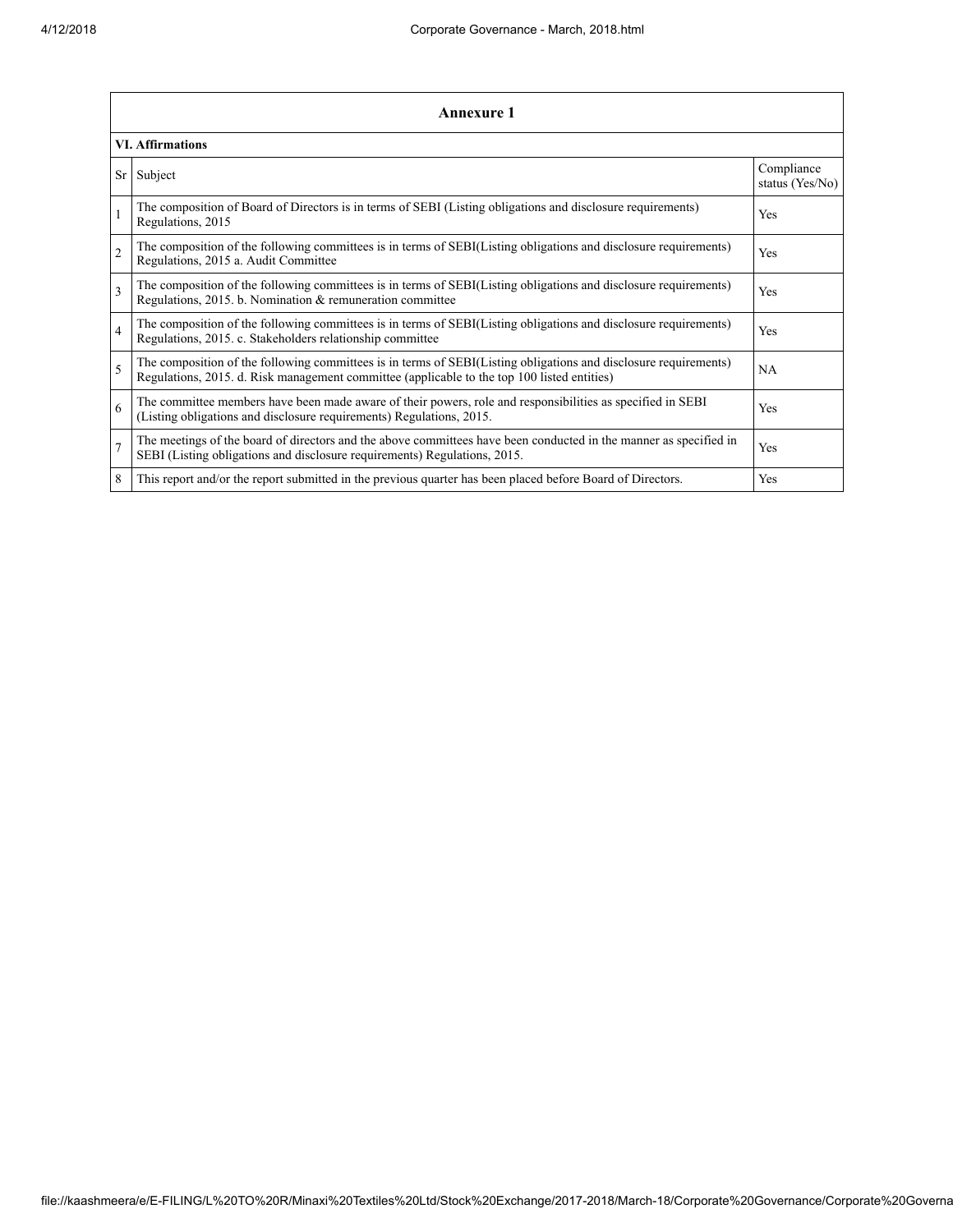## Annexure 1

### VI. Affirmations

| Sr | Subject | Compliance status (Yes/No) |
|---|---|---|
| 1 | The composition of Board of Directors is in terms of SEBI (Listing obligations and disclosure requirements) Regulations, 2015 | Yes |
| 2 | The composition of the following committees is in terms of SEBI(Listing obligations and disclosure requirements) Regulations, 2015 a. Audit Committee | Yes |
| 3 | The composition of the following committees is in terms of SEBI(Listing obligations and disclosure requirements) Regulations, 2015. b. Nomination & remuneration committee | Yes |
| 4 | The composition of the following committees is in terms of SEBI(Listing obligations and disclosure requirements) Regulations, 2015. c. Stakeholders relationship committee | Yes |
| 5 | The composition of the following committees is in terms of SEBI(Listing obligations and disclosure requirements) Regulations, 2015. d. Risk management committee (applicable to the top 100 listed entities) | NA |
| 6 | The committee members have been made aware of their powers, role and responsibilities as specified in SEBI (Listing obligations and disclosure requirements) Regulations, 2015. | Yes |
| 7 | The meetings of the board of directors and the above committees have been conducted in the manner as specified in SEBI (Listing obligations and disclosure requirements) Regulations, 2015. | Yes |
| 8 | This report and/or the report submitted in the previous quarter has been placed before Board of Directors. | Yes |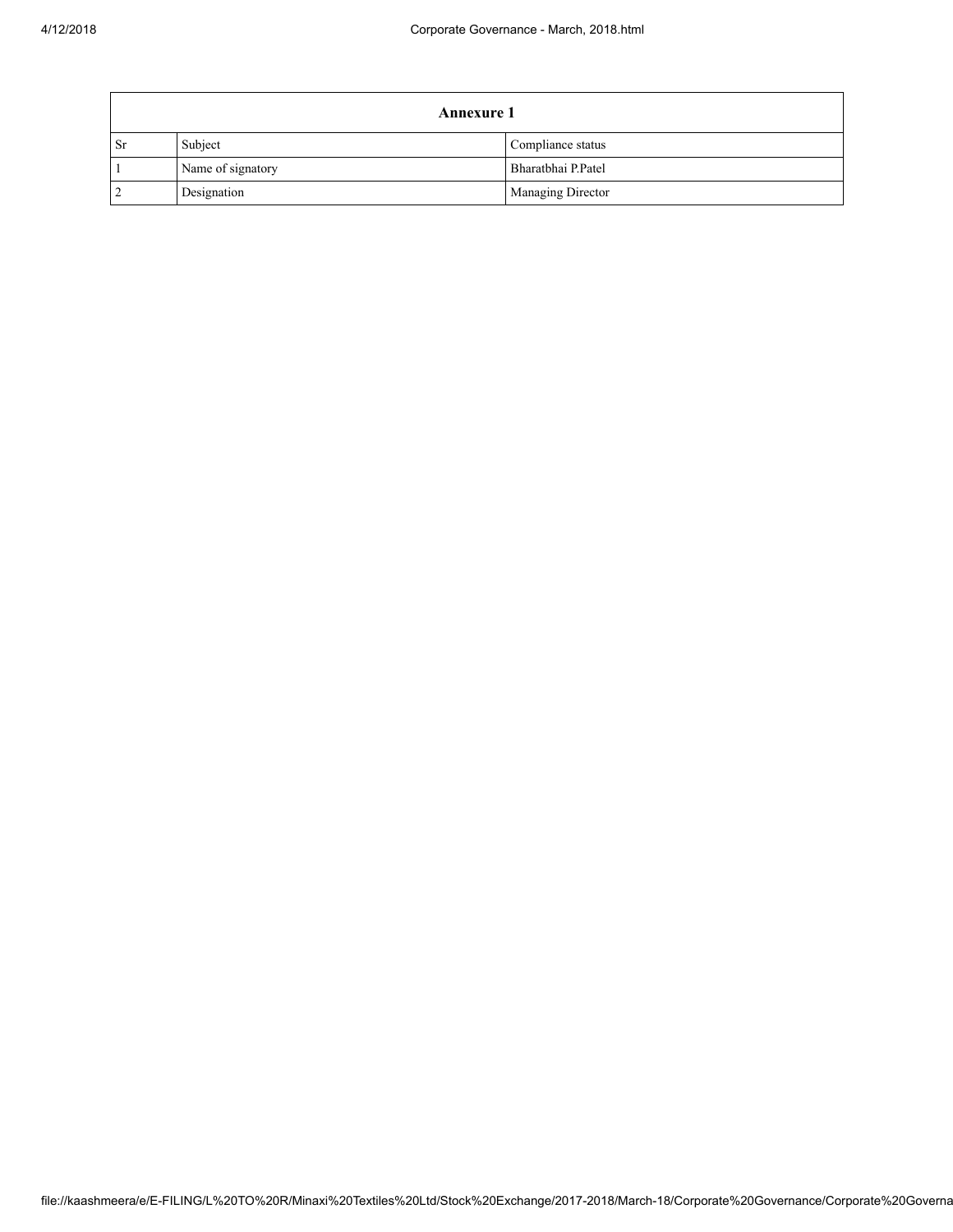| Annexure 1 | | |
|---|---|---|
| Sr | Subject | Compliance status |
| 1 | Name of signatory | Bharatbhai P.Patel |
| 2 | Designation | Managing Director |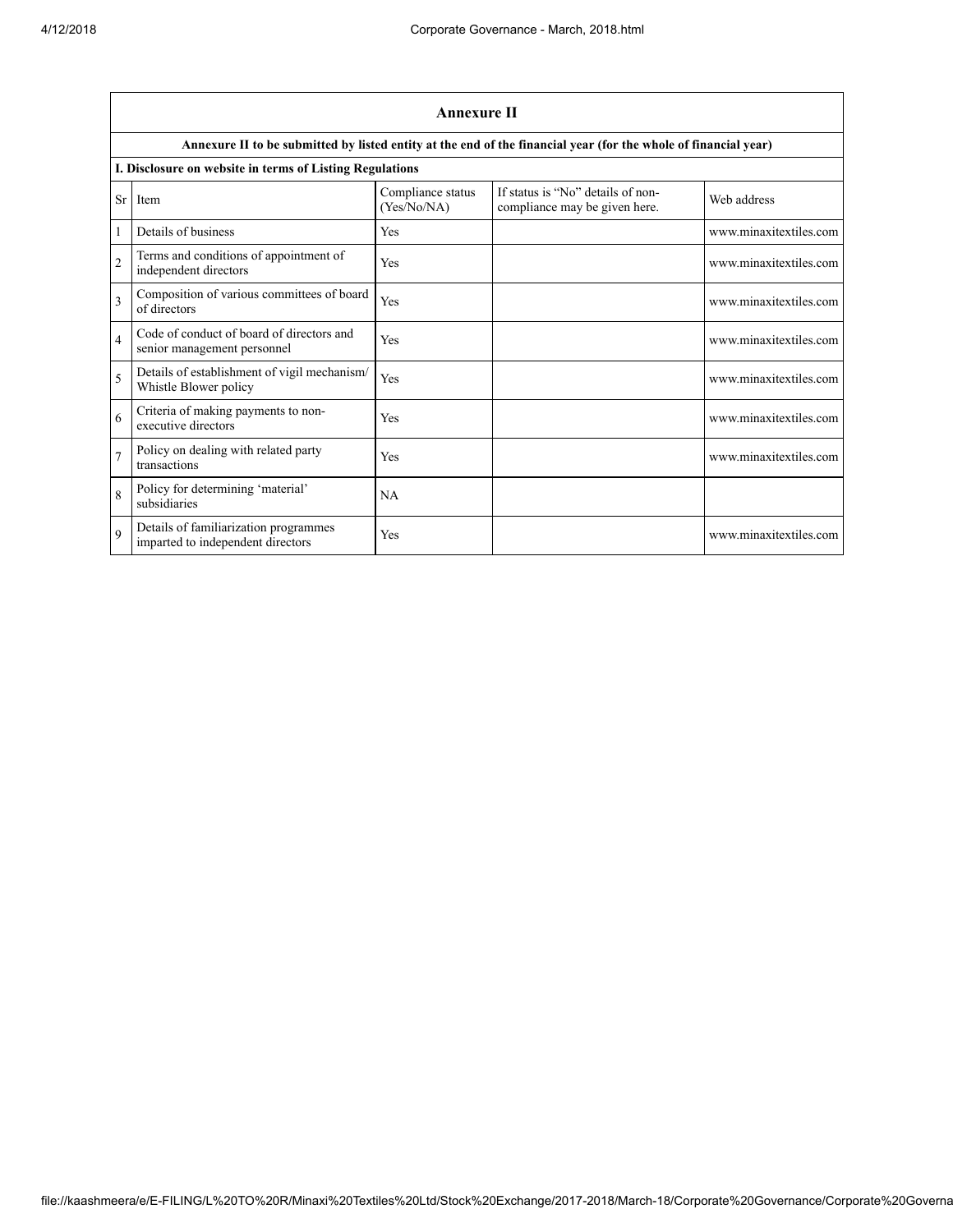## Annexure II

**Annexure II to be submitted by listed entity at the end of the financial year (for the whole of financial year)**

**I. Disclosure on website in terms of Listing Regulations**

| Sr | Item | Compliance status (Yes/No/NA) | If status is "No" details of non-compliance may be given here. | Web address |
|---|---|---|---|---|
| 1 | Details of business | Yes | | www.minaxitextiles.com |
| 2 | Terms and conditions of appointment of independent directors | Yes | | www.minaxitextiles.com |
| 3 | Composition of various committees of board of directors | Yes | | www.minaxitextiles.com |
| 4 | Code of conduct of board of directors and senior management personnel | Yes | | www.minaxitextiles.com |
| 5 | Details of establishment of vigil mechanism/ Whistle Blower policy | Yes | | www.minaxitextiles.com |
| 6 | Criteria of making payments to non-executive directors | Yes | | www.minaxitextiles.com |
| 7 | Policy on dealing with related party transactions | Yes | | www.minaxitextiles.com |
| 8 | Policy for determining 'material' subsidiaries | NA | | |
| 9 | Details of familiarization programmes imparted to independent directors | Yes | | www.minaxitextiles.com |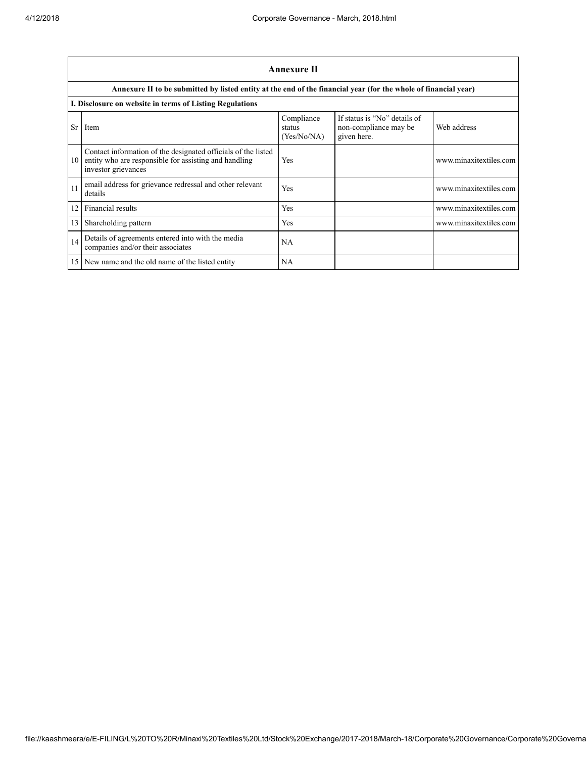| Annexure II | | | | |
|---|---|---|---|---|
| **Annexure II to be submitted by listed entity at the end of the financial year (for the whole of financial year)** | | | | |
| **I. Disclosure on website in terms of Listing Regulations** | | | | |
| Sr | Item | Compliance status (Yes/No/NA) | If status is "No" details of non-compliance may be given here. | Web address |
| 10 | Contact information of the designated officials of the listed entity who are responsible for assisting and handling investor grievances | Yes | | www.minaxitextiles.com |
| 11 | email address for grievance redressal and other relevant details | Yes | | www.minaxitextiles.com |
| 12 | Financial results | Yes | | www.minaxitextiles.com |
| 13 | Shareholding pattern | Yes | | www.minaxitextiles.com |
| 14 | Details of agreements entered into with the media companies and/or their associates | NA | | |
| 15 | New name and the old name of the listed entity | NA | | |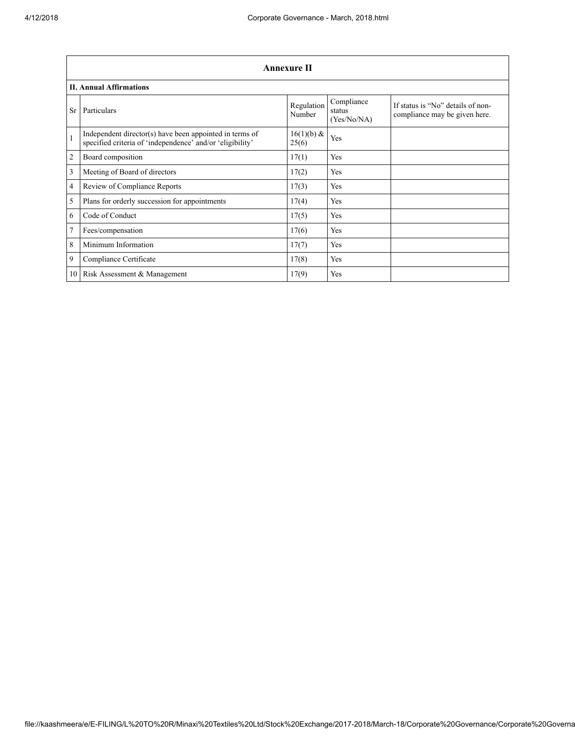| Annexure II | | | | |
|---|---|---|---|---|
| **II. Annual Affirmations** | | | | |
| Sr | Particulars | Regulation Number | Compliance status (Yes/No/NA) | If status is "No" details of non-compliance may be given here. |
| 1 | Independent director(s) have been appointed in terms of specified criteria of 'independence' and/or 'eligibility' | 16(1)(b) & 25(6) | Yes | |
| 2 | Board composition | 17(1) | Yes | |
| 3 | Meeting of Board of directors | 17(2) | Yes | |
| 4 | Review of Compliance Reports | 17(3) | Yes | |
| 5 | Plans for orderly succession for appointments | 17(4) | Yes | |
| 6 | Code of Conduct | 17(5) | Yes | |
| 7 | Fees/compensation | 17(6) | Yes | |
| 8 | Minimum Information | 17(7) | Yes | |
| 9 | Compliance Certificate | 17(8) | Yes | |
| 10 | Risk Assessment & Management | 17(9) | Yes | |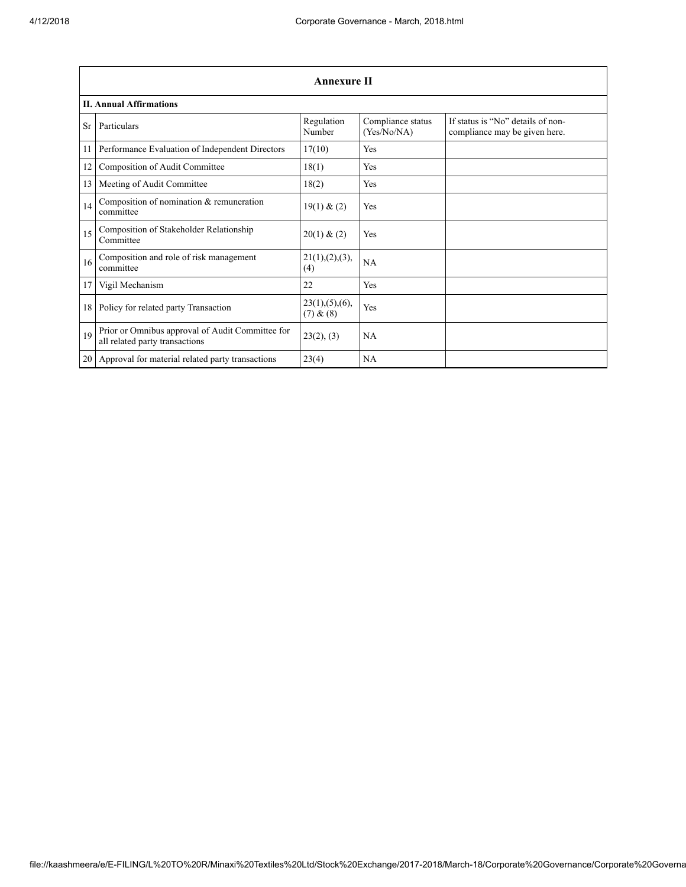## Annexure II

### II. Annual Affirmations

| Sr | Particulars | Regulation Number | Compliance status (Yes/No/NA) | If status is "No" details of non-compliance may be given here. |
|---|---|---|---|---|
| 11 | Performance Evaluation of Independent Directors | 17(10) | Yes | |
| 12 | Composition of Audit Committee | 18(1) | Yes | |
| 13 | Meeting of Audit Committee | 18(2) | Yes | |
| 14 | Composition of nomination & remuneration committee | 19(1) & (2) | Yes | |
| 15 | Composition of Stakeholder Relationship Committee | 20(1) & (2) | Yes | |
| 16 | Composition and role of risk management committee | 21(1),(2),(3),(4) | NA | |
| 17 | Vigil Mechanism | 22 | Yes | |
| 18 | Policy for related party Transaction | 23(1),(5),(6),(7) & (8) | Yes | |
| 19 | Prior or Omnibus approval of Audit Committee for all related party transactions | 23(2), (3) | NA | |
| 20 | Approval for material related party transactions | 23(4) | NA | |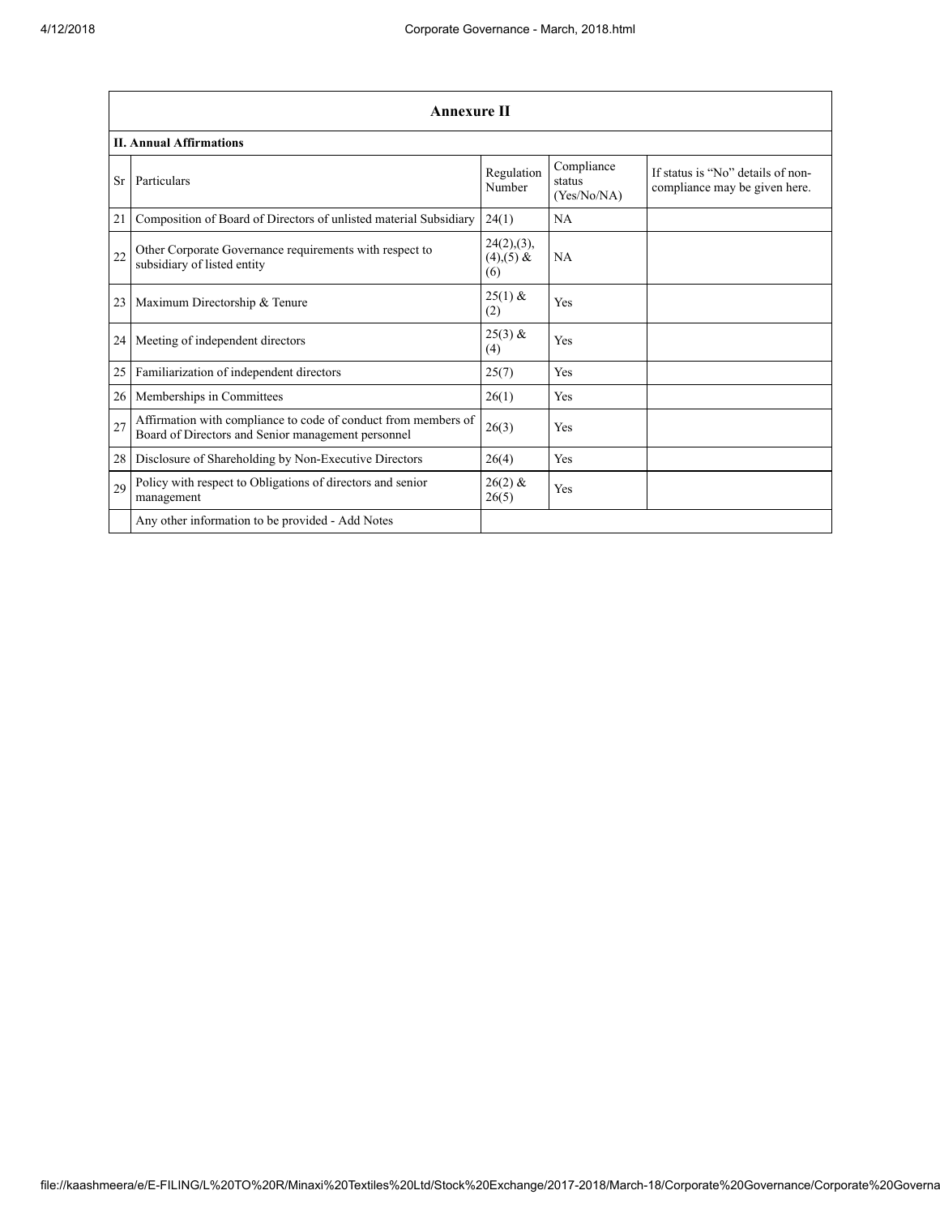| Annexure II | | | | |
|---|---|---|---|---|
| **II. Annual Affirmations** | | | | |
| Sr | Particulars | Regulation Number | Compliance status (Yes/No/NA) | If status is "No" details of non-compliance may be given here. |
| 21 | Composition of Board of Directors of unlisted material Subsidiary | 24(1) | NA | |
| 22 | Other Corporate Governance requirements with respect to subsidiary of listed entity | 24(2),(3),(4),(5) & (6) | NA | |
| 23 | Maximum Directorship & Tenure | 25(1) & (2) | Yes | |
| 24 | Meeting of independent directors | 25(3) & (4) | Yes | |
| 25 | Familiarization of independent directors | 25(7) | Yes | |
| 26 | Memberships in Committees | 26(1) | Yes | |
| 27 | Affirmation with compliance to code of conduct from members of Board of Directors and Senior management personnel | 26(3) | Yes | |
| 28 | Disclosure of Shareholding by Non-Executive Directors | 26(4) | Yes | |
| 29 | Policy with respect to Obligations of directors and senior management | 26(2) & 26(5) | Yes | |
| | Any other information to be provided - Add Notes | | | |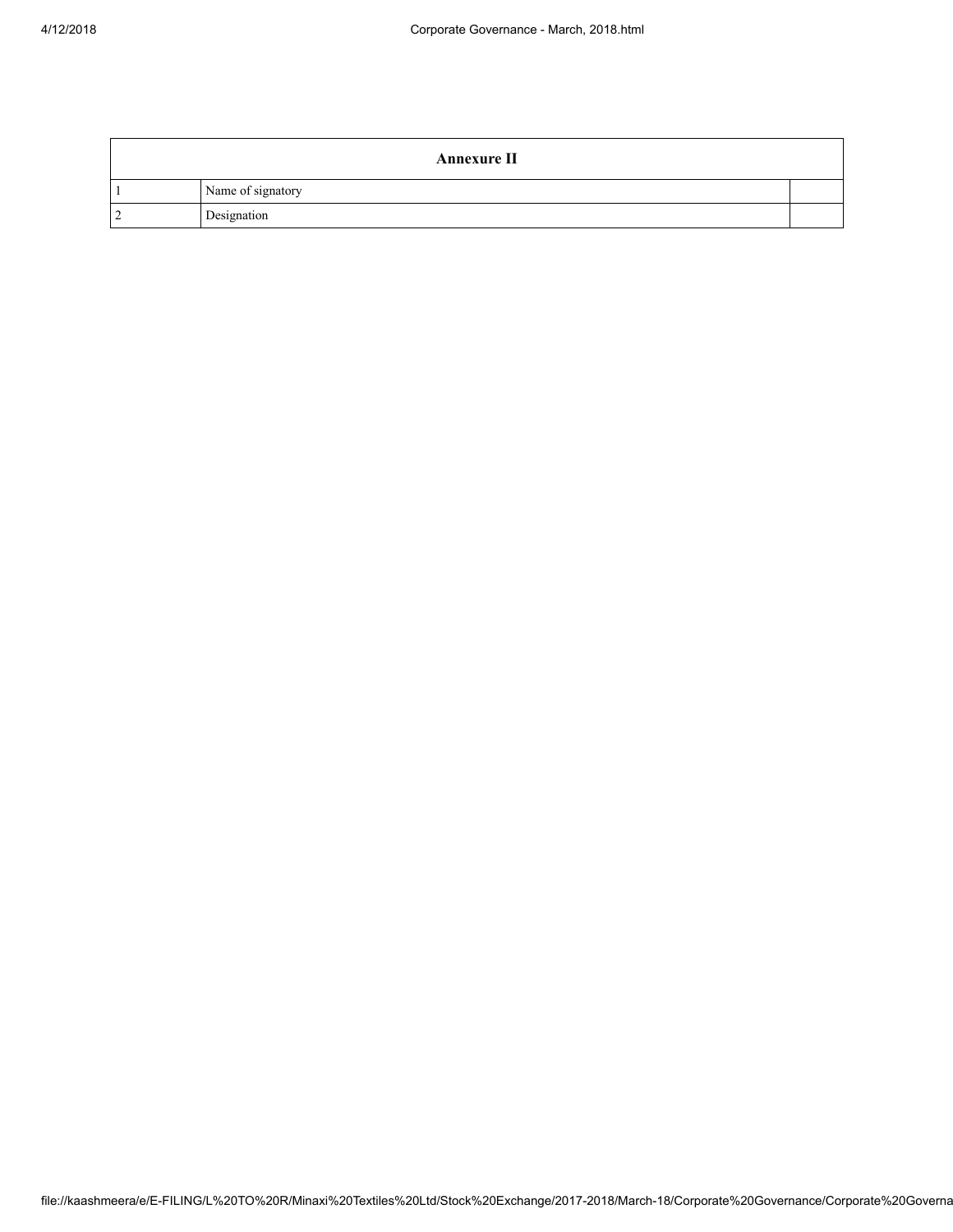| Annexure II | | |
|---|---|---|
| 1 | Name of signatory | |
| 2 | Designation | |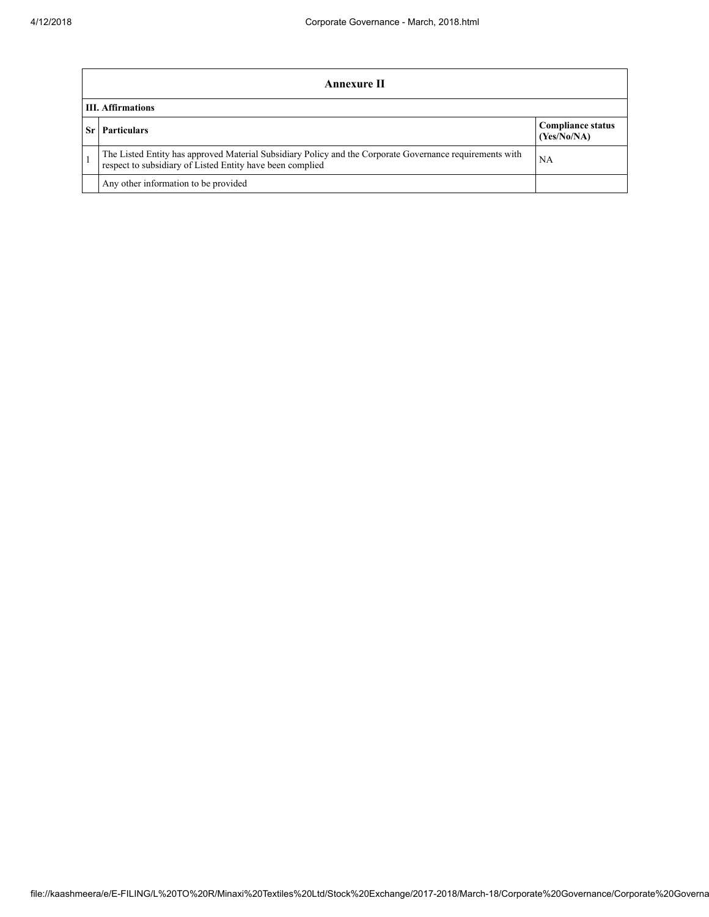| Annexure II | | |
| --- | --- | --- |
| **III. Affirmations** | | |
| **Sr** | **Particulars** | **Compliance status (Yes/No/NA)** |
| 1 | The Listed Entity has approved Material Subsidiary Policy and the Corporate Governance requirements with respect to subsidiary of Listed Entity have been complied | NA |
| | Any other information to be provided | |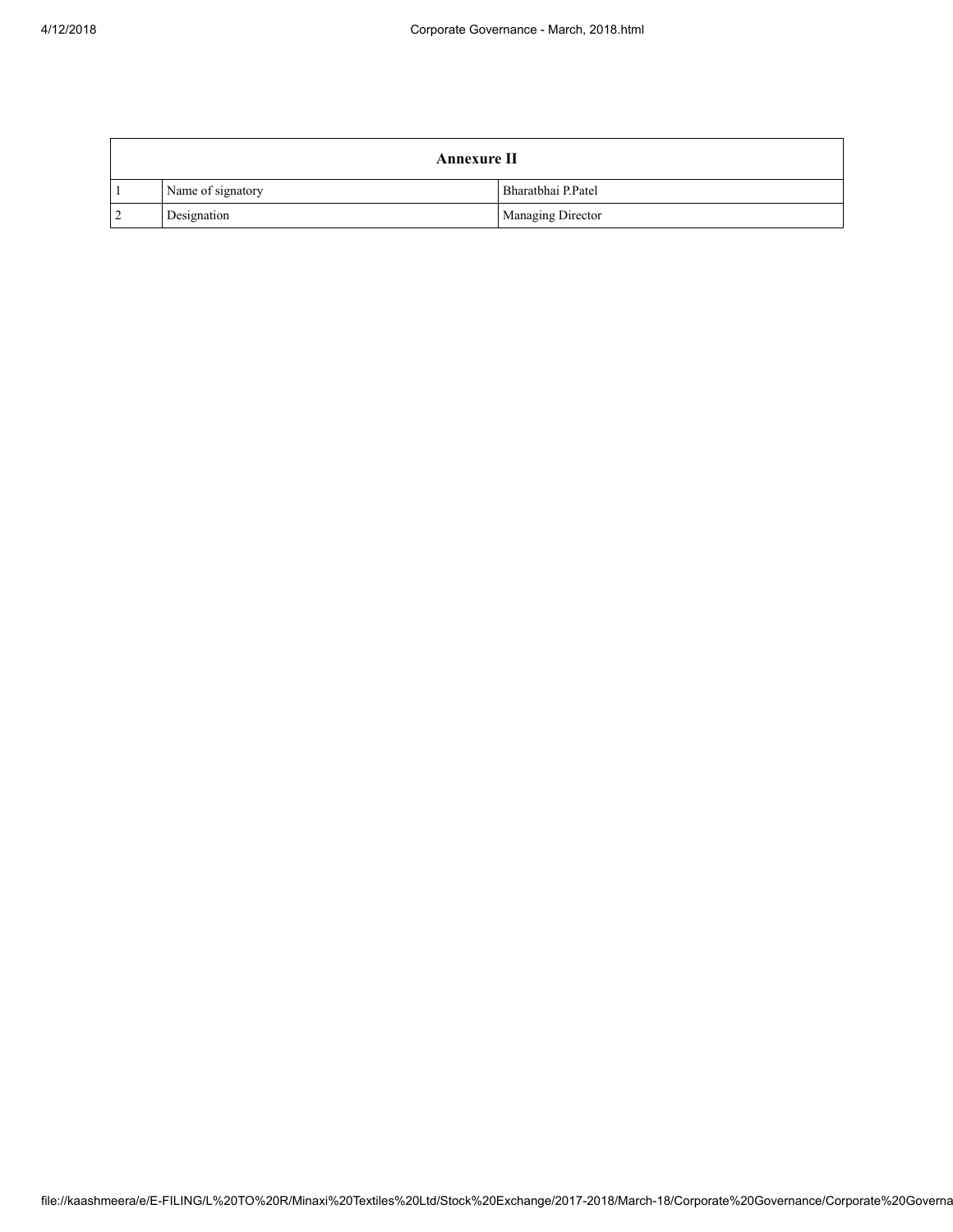| Annexure II | | |
|---|---|---|
| 1 | Name of signatory | Bharatbhai P.Patel |
| 2 | Designation | Managing Director |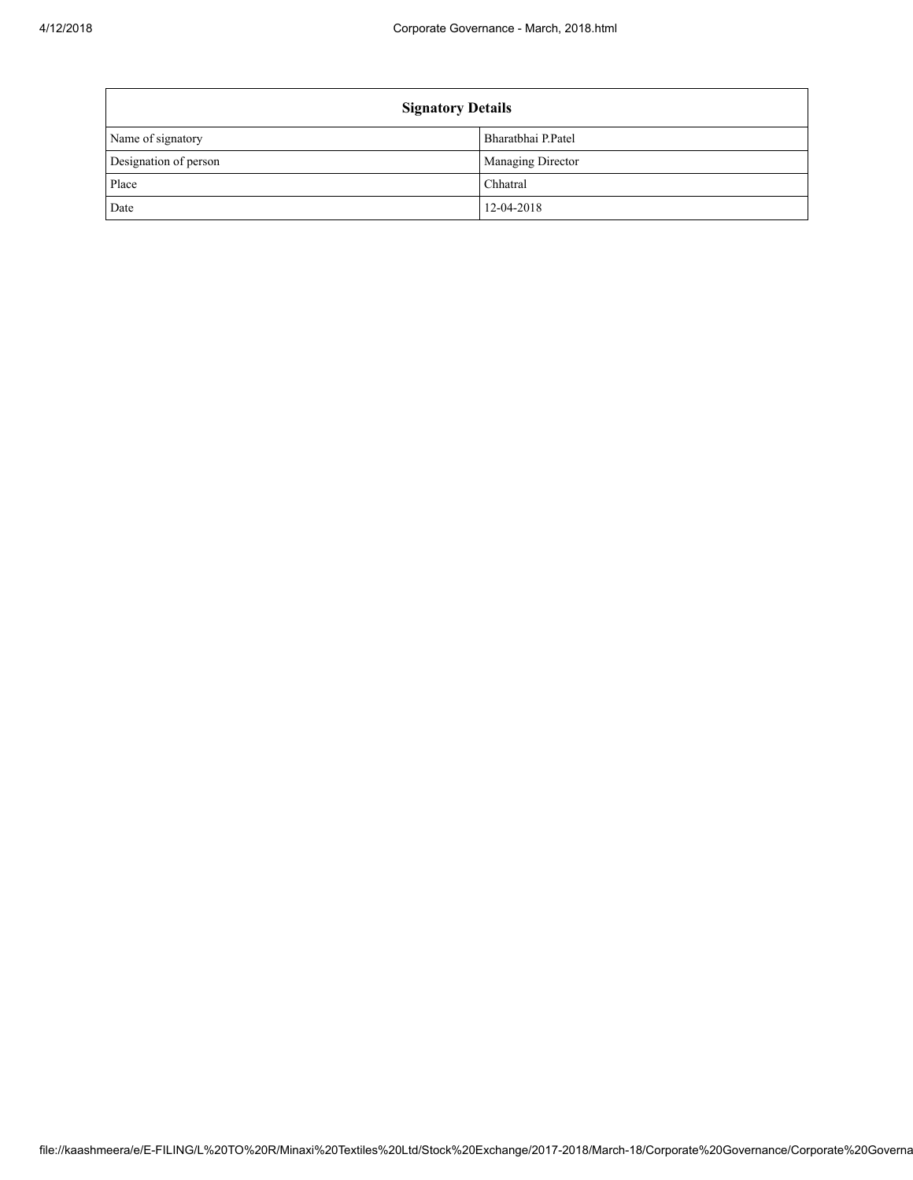| Signatory Details | |
|---|---|
| Name of signatory | Bharatbhai P.Patel |
| Designation of person | Managing Director |
| Place | Chhatral |
| Date | 12-04-2018 |